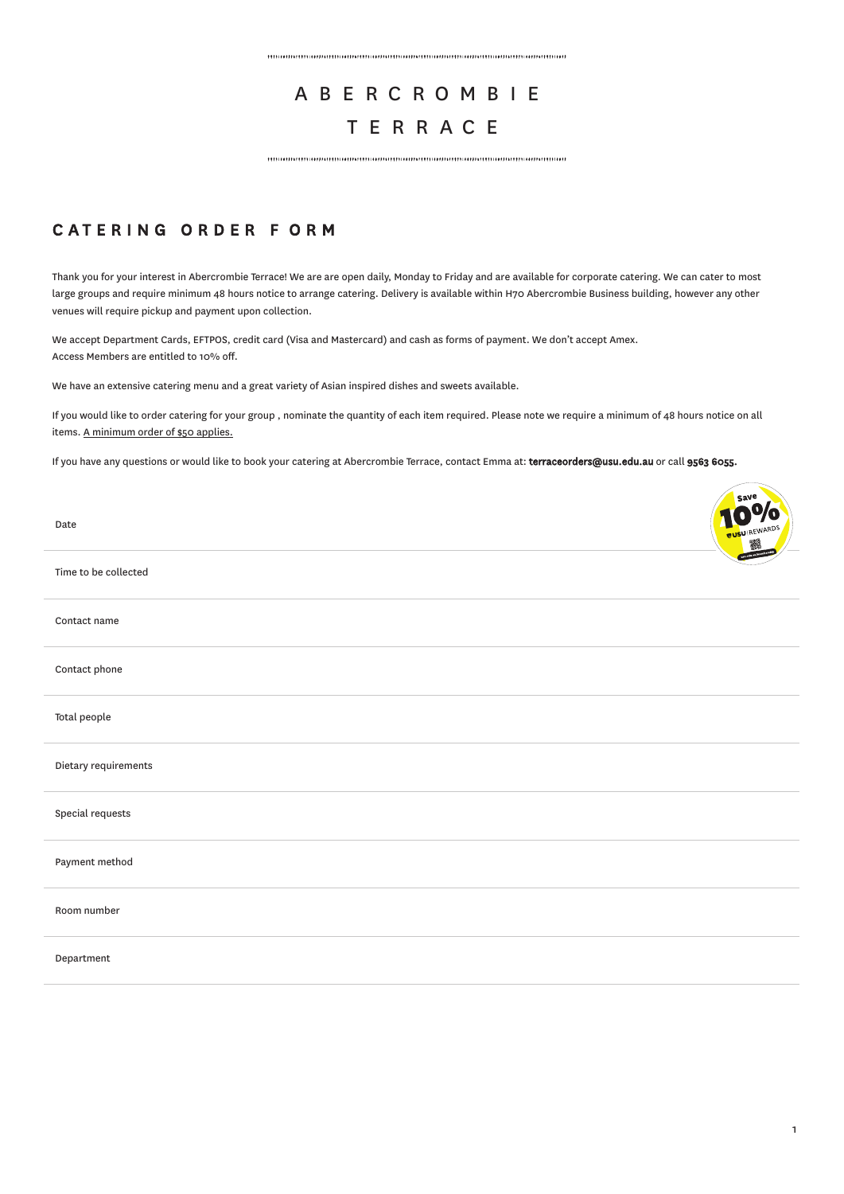# ABERCROMBIE TERRACE

## CATERING ORDER FORM

Thank you for your interest in Abercrombie Terrace! We are are open daily, Monday to Friday and are available for corporate catering. We can cater to most large groups and require minimum 48 hours notice to arrange catering. Delivery is available within H70 Abercrombie Business building, however any other venues will require pickup and payment upon collection.

We accept Department Cards, EFTPOS, credit card (Visa and Mastercard) and cash as forms of payment. We don't accept Amex.
Access Members are entitled to 10% off.

We have an extensive catering menu and a great variety of Asian inspired dishes and sweets available.

If you would like to order catering for your group , nominate the quantity of each item required. Please note we require a minimum of 48 hours notice on all items. A minimum order of $50 applies.

If you have any questions or would like to book your catering at Abercrombie Terrace, contact Emma at: **terraceorders@usu.edu.au** or call **9563 6055.**

Save 10% USU REWARDS

| | |
|---|---|
| Date | |
| Time to be collected | |
| Contact name | |
| Contact phone | |
| Total people | |
| Dietary requirements | |
| Special requests | |
| Payment method | |
| Room number | |
| Department | |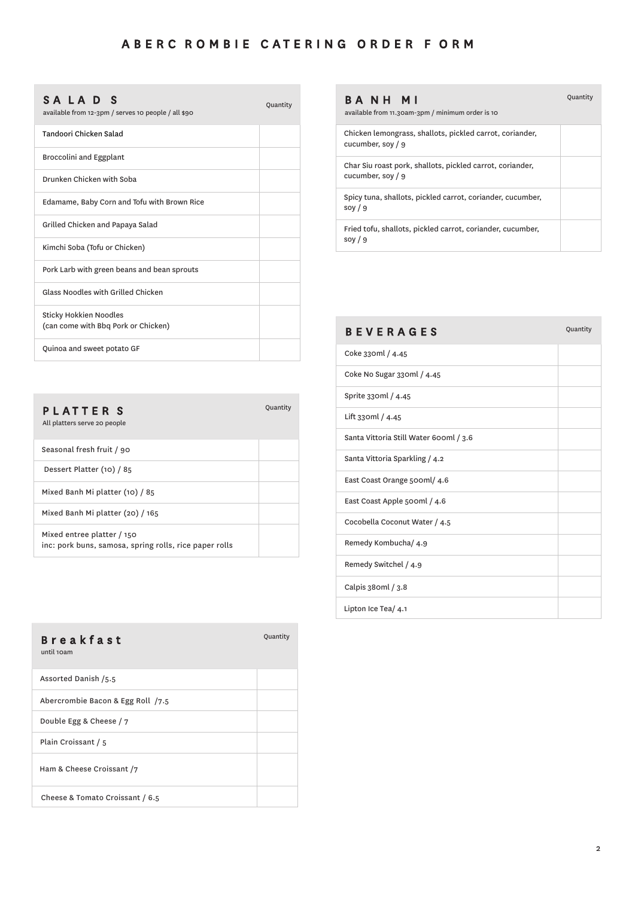# ABERCROMBIE CATERING ORDER FORM

| SALADS<br>available from 12-3pm / serves 10 people / all $90 | Quantity |
|---|---|
| Tandoori Chicken Salad | |
| Broccolini and Eggplant | |
| Drunken Chicken with Soba | |
| Edamame, Baby Corn and Tofu with Brown Rice | |
| Grilled Chicken and Papaya Salad | |
| Kimchi Soba (Tofu or Chicken) | |
| Pork Larb with green beans and bean sprouts | |
| Glass Noodles with Grilled Chicken | |
| Sticky Hokkien Noodles<br>(can come with Bbq Pork or Chicken) | |
| Quinoa and sweet potato GF | |

| PLATTERS<br>All platters serve 20 people | Quantity |
|---|---|
| Seasonal fresh fruit / 90 | |
| Dessert Platter (10) / 85 | |
| Mixed Banh Mi platter (10) / 85 | |
| Mixed Banh Mi platter (20) / 165 | |
| Mixed entree platter / 150<br>inc: pork buns, samosa, spring rolls, rice paper rolls | |

| Breakfast<br>until 10am | Quantity |
|---|---|
| Assorted Danish /5.5 | |
| Abercrombie Bacon & Egg Roll /7.5 | |
| Double Egg & Cheese / 7 | |
| Plain Croissant / 5 | |
| Ham & Cheese Croissant /7 | |
| Cheese & Tomato Croissant / 6.5 | |

| BANH MI<br>available from 11.30am-3pm / minimum order is 10 | Quantity |
|---|---|
| Chicken lemongrass, shallots, pickled carrot, coriander, cucumber, soy / 9 | |
| Char Siu roast pork, shallots, pickled carrot, coriander, cucumber, soy / 9 | |
| Spicy tuna, shallots, pickled carrot, coriander, cucumber, soy / 9 | |
| Fried tofu, shallots, pickled carrot, coriander, cucumber, soy / 9 | |

| BEVERAGES | Quantity |
|---|---|
| Coke 330ml / 4.45 | |
| Coke No Sugar 330ml / 4.45 | |
| Sprite 330ml / 4.45 | |
| Lift 330ml / 4.45 | |
| Santa Vittoria Still Water 600ml / 3.6 | |
| Santa Vittoria Sparkling / 4.2 | |
| East Coast Orange 500ml/ 4.6 | |
| East Coast Apple 500ml / 4.6 | |
| Cocobella Coconut Water / 4.5 | |
| Remedy Kombucha/ 4.9 | |
| Remedy Switchel / 4.9 | |
| Calpis 380ml / 3.8 | |
| Lipton Ice Tea/ 4.1 | |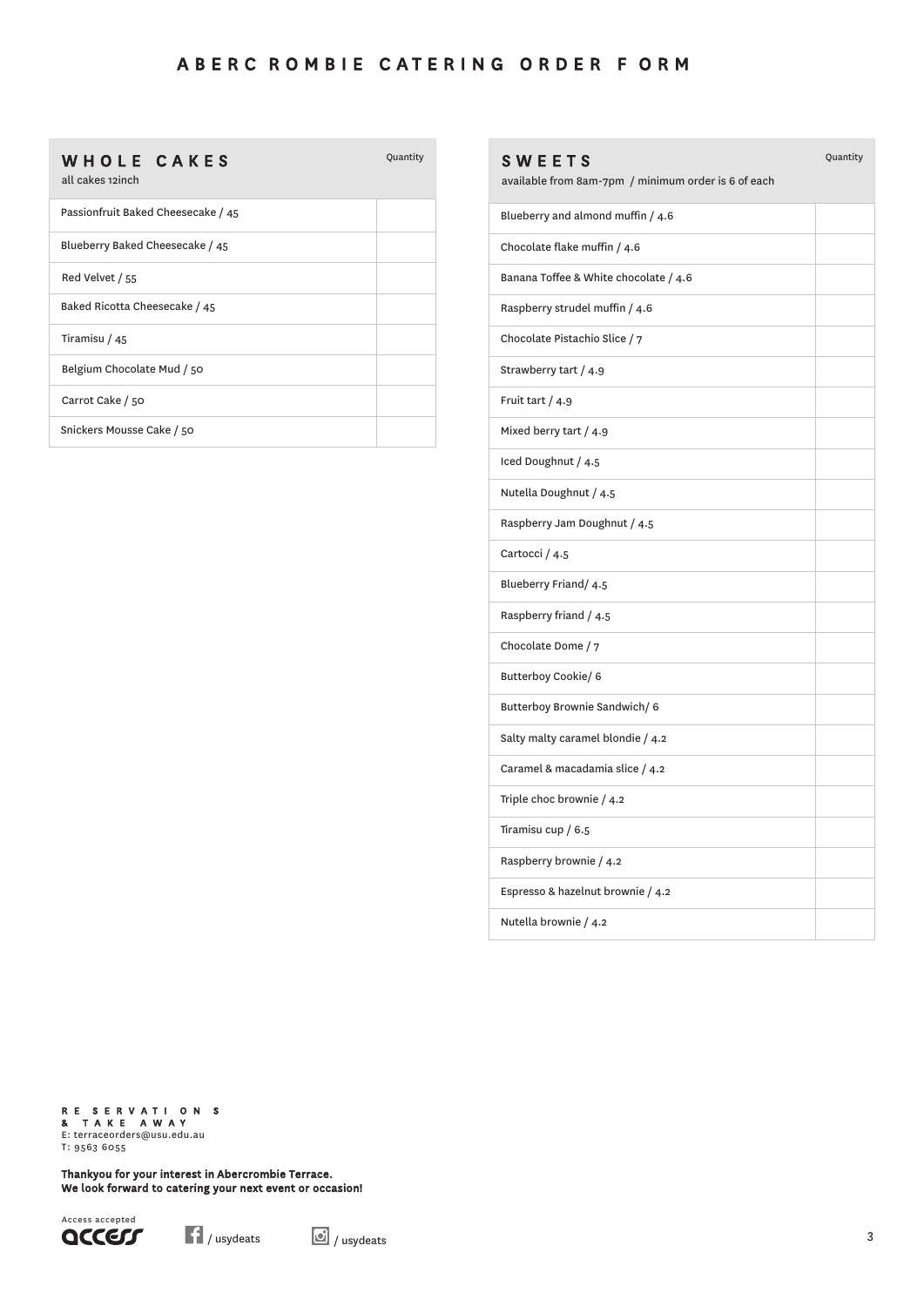# ABERCROMBIE CATERING ORDER FORM

## WHOLE CAKES

all cakes 12inch

| Item | Quantity |
|---|---|
| Passionfruit Baked Cheesecake / 45 | |
| Blueberry Baked Cheesecake / 45 | |
| Red Velvet / 55 | |
| Baked Ricotta Cheesecake / 45 | |
| Tiramisu / 45 | |
| Belgium Chocolate Mud / 50 | |
| Carrot Cake / 50 | |
| Snickers Mousse Cake / 50 | |

## SWEETS

available from 8am-7pm / minimum order is 6 of each

| Item | Quantity |
|---|---|
| Blueberry and almond muffin / 4.6 | |
| Chocolate flake muffin / 4.6 | |
| Banana Toffee & White chocolate / 4.6 | |
| Raspberry strudel muffin / 4.6 | |
| Chocolate Pistachio Slice / 7 | |
| Strawberry tart / 4.9 | |
| Fruit tart / 4.9 | |
| Mixed berry tart / 4.9 | |
| Iced Doughnut / 4.5 | |
| Nutella Doughnut / 4.5 | |
| Raspberry Jam Doughnut / 4.5 | |
| Cartocci / 4.5 | |
| Blueberry Friand/ 4.5 | |
| Raspberry friand / 4.5 | |
| Chocolate Dome / 7 | |
| Butterboy Cookie/ 6 | |
| Butterboy Brownie Sandwich/ 6 | |
| Salty malty caramel blondie / 4.2 | |
| Caramel & macadamia slice / 4.2 | |
| Triple choc brownie / 4.2 | |
| Tiramisu cup / 6.5 | |
| Raspberry brownie / 4.2 | |
| Espresso & hazelnut brownie / 4.2 | |
| Nutella brownie / 4.2 | |

**RESERVATIONS & TAKE AWAY**
E: terraceorders@usu.edu.au
T: 9563 6055

**Thankyou for your interest in Abercrombie Terrace.**
**We look forward to catering your next event or occasion!**

Access accepted

/ usydeats

/ usydeats